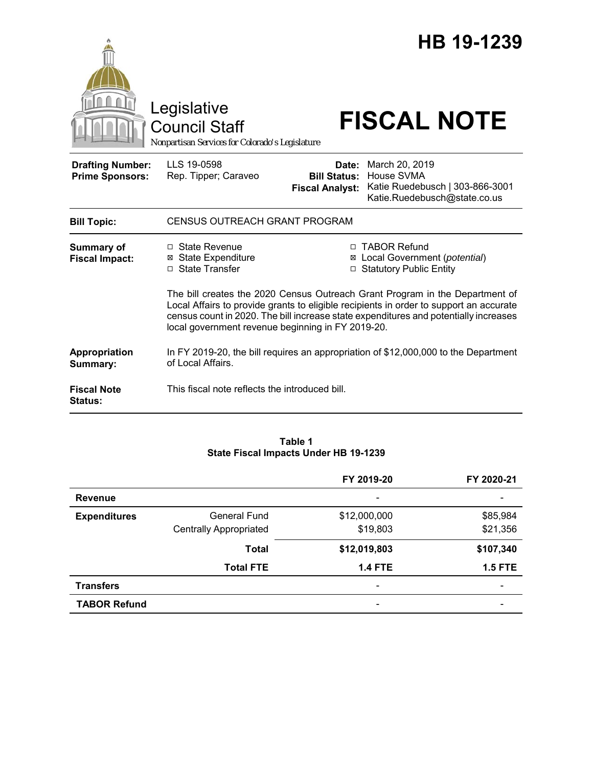# HB 19-1239

Legislative Council Staff

*Nonpartisan Services for Colorado's Legislature*

# FISCAL NOTE

| | | | |
|---|---|---|---|
| **Drafting Number:** | LLS 19-0598 | **Date:** | March 20, 2019 |
| **Prime Sponsors:** | Rep. Tipper; Caraveo | **Bill Status:** | House SVMA |
| | | **Fiscal Analyst:** | Katie Ruedebusch \| 303-866-3001 Katie.Ruedebusch@state.co.us |

| | |
|---|---|
| **Bill Topic:** | CENSUS OUTREACH GRANT PROGRAM |

**Summary of Fiscal Impact:**

- ☐ State Revenue
- ☒ State Expenditure
- ☐ State Transfer
- ☐ TABOR Refund
- ☒ Local Government (*potential*)
- ☐ Statutory Public Entity

The bill creates the 2020 Census Outreach Grant Program in the Department of Local Affairs to provide grants to eligible recipients in order to support an accurate census count in 2020. The bill increase state expenditures and potentially increases local government revenue beginning in FY 2019-20.

**Appropriation Summary:** In FY 2019-20, the bill requires an appropriation of $12,000,000 to the Department of Local Affairs.

**Fiscal Note Status:** This fiscal note reflects the introduced bill.

**Table 1**
**State Fiscal Impacts Under HB 19-1239**

| | | FY 2019-20 | FY 2020-21 |
|---|---|---|---|
| **Revenue** | | - | - |
| **Expenditures** | General Fund | $12,000,000 | $85,984 |
| | Centrally Appropriated | $19,803 | $21,356 |
| | **Total** | **$12,019,803** | **$107,340** |
| | **Total FTE** | **1.4 FTE** | **1.5 FTE** |
| **Transfers** | | - | - |
| **TABOR Refund** | | - | - |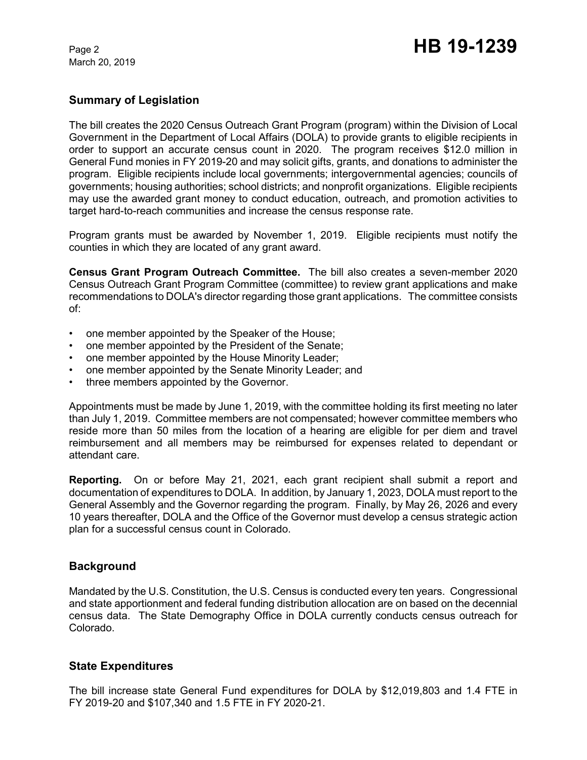## Summary of Legislation

The bill creates the 2020 Census Outreach Grant Program (program) within the Division of Local Government in the Department of Local Affairs (DOLA) to provide grants to eligible recipients in order to support an accurate census count in 2020. The program receives $12.0 million in General Fund monies in FY 2019-20 and may solicit gifts, grants, and donations to administer the program. Eligible recipients include local governments; intergovernmental agencies; councils of governments; housing authorities; school districts; and nonprofit organizations. Eligible recipients may use the awarded grant money to conduct education, outreach, and promotion activities to target hard-to-reach communities and increase the census response rate.

Program grants must be awarded by November 1, 2019. Eligible recipients must notify the counties in which they are located of any grant award.

**Census Grant Program Outreach Committee.** The bill also creates a seven-member 2020 Census Outreach Grant Program Committee (committee) to review grant applications and make recommendations to DOLA's director regarding those grant applications. The committee consists of:

- one member appointed by the Speaker of the House;
- one member appointed by the President of the Senate;
- one member appointed by the House Minority Leader;
- one member appointed by the Senate Minority Leader; and
- three members appointed by the Governor.

Appointments must be made by June 1, 2019, with the committee holding its first meeting no later than July 1, 2019. Committee members are not compensated; however committee members who reside more than 50 miles from the location of a hearing are eligible for per diem and travel reimbursement and all members may be reimbursed for expenses related to dependant or attendant care.

**Reporting.** On or before May 21, 2021, each grant recipient shall submit a report and documentation of expenditures to DOLA. In addition, by January 1, 2023, DOLA must report to the General Assembly and the Governor regarding the program. Finally, by May 26, 2026 and every 10 years thereafter, DOLA and the Office of the Governor must develop a census strategic action plan for a successful census count in Colorado.

## Background

Mandated by the U.S. Constitution, the U.S. Census is conducted every ten years. Congressional and state apportionment and federal funding distribution allocation are on based on the decennial census data. The State Demography Office in DOLA currently conducts census outreach for Colorado.

## State Expenditures

The bill increase state General Fund expenditures for DOLA by $12,019,803 and 1.4 FTE in FY 2019-20 and $107,340 and 1.5 FTE in FY 2020-21.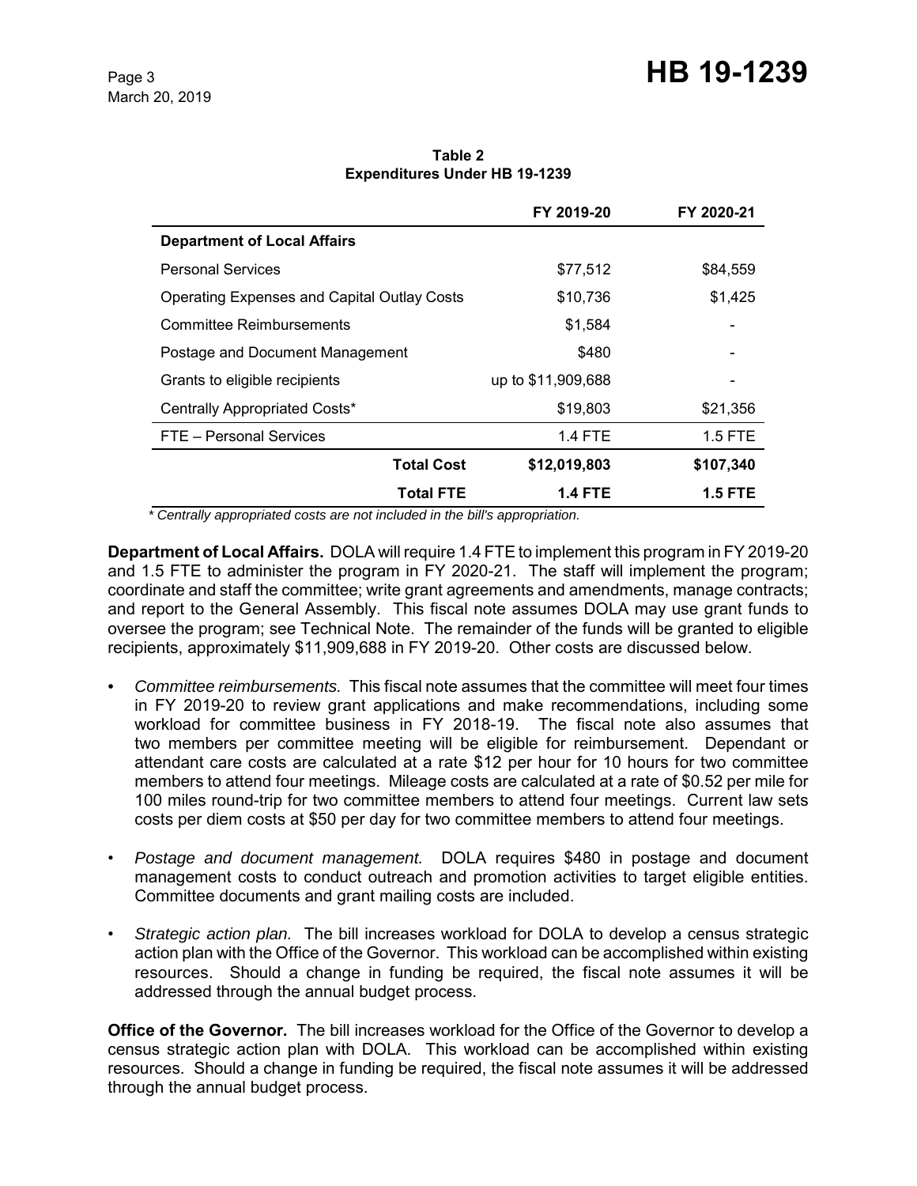**Table 2**
**Expenditures Under HB 19-1239**

| | FY 2019-20 | FY 2020-21 |
|---|---|---|
| **Department of Local Affairs** | | |
| Personal Services | $77,512 | $84,559 |
| Operating Expenses and Capital Outlay Costs | $10,736 | $1,425 |
| Committee Reimbursements | $1,584 | - |
| Postage and Document Management | $480 | - |
| Grants to eligible recipients | up to $11,909,688 | - |
| Centrally Appropriated Costs* | $19,803 | $21,356 |
| FTE – Personal Services | 1.4 FTE | 1.5 FTE |
| **Total Cost** | **$12,019,803** | **$107,340** |
| **Total FTE** | **1.4 FTE** | **1.5 FTE** |

*\* Centrally appropriated costs are not included in the bill's appropriation.*

**Department of Local Affairs.** DOLA will require 1.4 FTE to implement this program in FY 2019-20 and 1.5 FTE to administer the program in FY 2020-21. The staff will implement the program; coordinate and staff the committee; write grant agreements and amendments, manage contracts; and report to the General Assembly. This fiscal note assumes DOLA may use grant funds to oversee the program; see Technical Note. The remainder of the funds will be granted to eligible recipients, approximately $11,909,688 in FY 2019-20. Other costs are discussed below.

- *Committee reimbursements.* This fiscal note assumes that the committee will meet four times in FY 2019-20 to review grant applications and make recommendations, including some workload for committee business in FY 2018-19. The fiscal note also assumes that two members per committee meeting will be eligible for reimbursement. Dependant or attendant care costs are calculated at a rate $12 per hour for 10 hours for two committee members to attend four meetings. Mileage costs are calculated at a rate of $0.52 per mile for 100 miles round-trip for two committee members to attend four meetings. Current law sets costs per diem costs at $50 per day for two committee members to attend four meetings.
- *Postage and document management.* DOLA requires $480 in postage and document management costs to conduct outreach and promotion activities to target eligible entities. Committee documents and grant mailing costs are included.
- *Strategic action plan.* The bill increases workload for DOLA to develop a census strategic action plan with the Office of the Governor. This workload can be accomplished within existing resources. Should a change in funding be required, the fiscal note assumes it will be addressed through the annual budget process.

**Office of the Governor.** The bill increases workload for the Office of the Governor to develop a census strategic action plan with DOLA. This workload can be accomplished within existing resources. Should a change in funding be required, the fiscal note assumes it will be addressed through the annual budget process.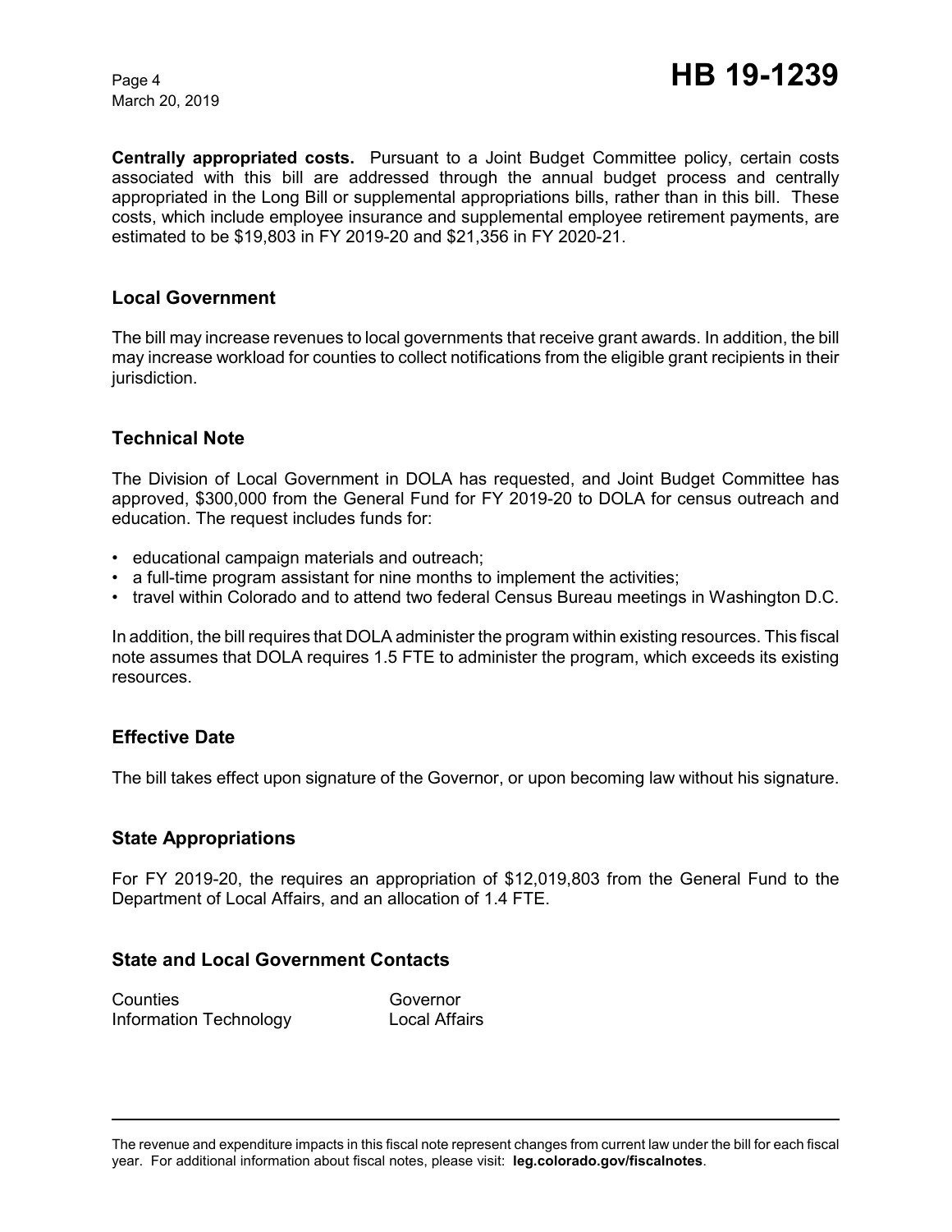**Centrally appropriated costs.** Pursuant to a Joint Budget Committee policy, certain costs associated with this bill are addressed through the annual budget process and centrally appropriated in the Long Bill or supplemental appropriations bills, rather than in this bill. These costs, which include employee insurance and supplemental employee retirement payments, are estimated to be $19,803 in FY 2019-20 and $21,356 in FY 2020-21.

## Local Government

The bill may increase revenues to local governments that receive grant awards. In addition, the bill may increase workload for counties to collect notifications from the eligible grant recipients in their jurisdiction.

## Technical Note

The Division of Local Government in DOLA has requested, and Joint Budget Committee has approved, $300,000 from the General Fund for FY 2019-20 to DOLA for census outreach and education. The request includes funds for:

- educational campaign materials and outreach;
- a full-time program assistant for nine months to implement the activities;
- travel within Colorado and to attend two federal Census Bureau meetings in Washington D.C.

In addition, the bill requires that DOLA administer the program within existing resources. This fiscal note assumes that DOLA requires 1.5 FTE to administer the program, which exceeds its existing resources.

## Effective Date

The bill takes effect upon signature of the Governor, or upon becoming law without his signature.

## State Appropriations

For FY 2019-20, the requires an appropriation of $12,019,803 from the General Fund to the Department of Local Affairs, and an allocation of 1.4 FTE.

## State and Local Government Contacts

| | |
|---|---|
| Counties | Governor |
| Information Technology | Local Affairs |

The revenue and expenditure impacts in this fiscal note represent changes from current law under the bill for each fiscal year. For additional information about fiscal notes, please visit: **leg.colorado.gov/fiscalnotes**.